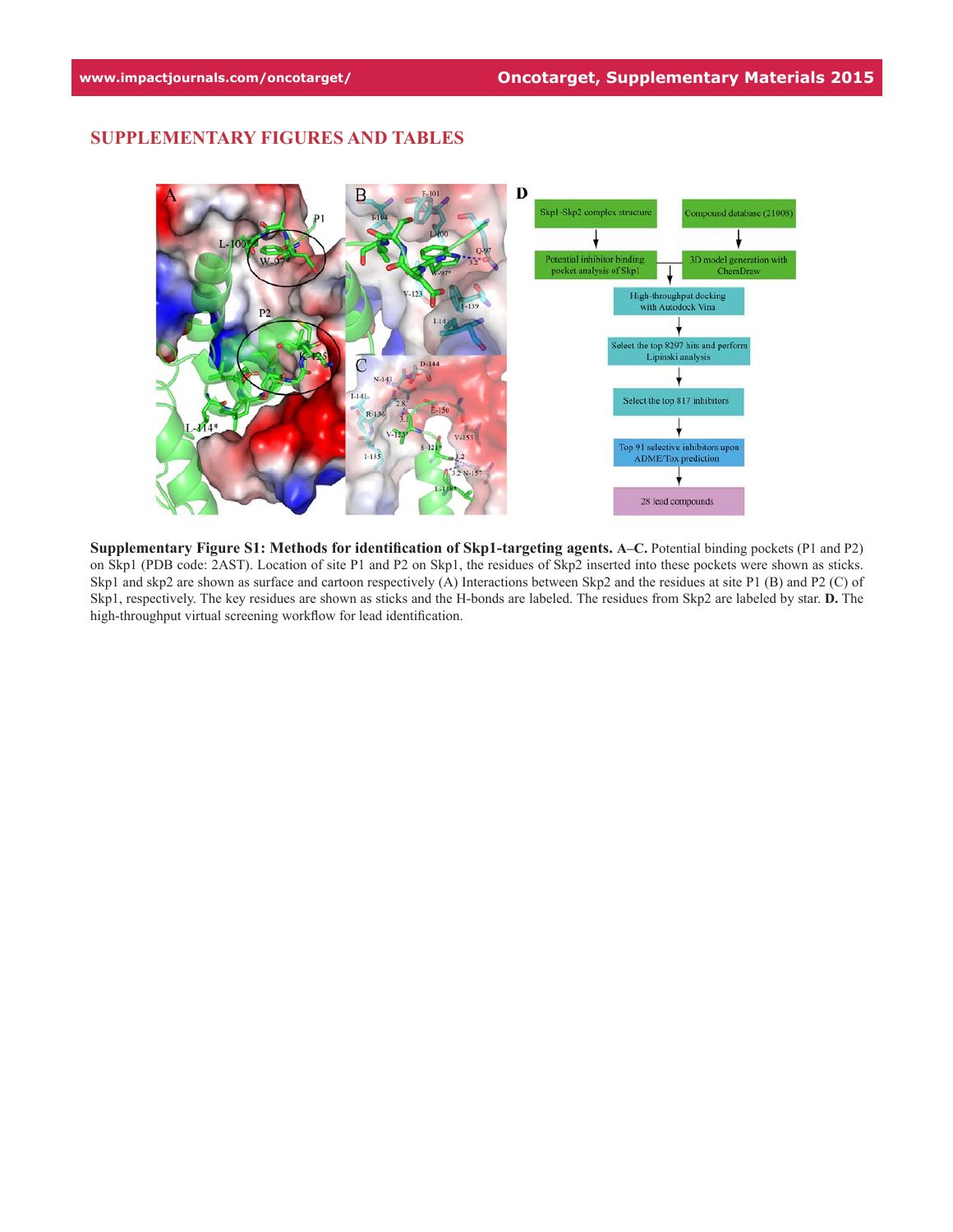## SUPPLEMENTARY FIGURES AND TABLES

**Supplementary Figure S1: Methods for identification of Skp1-targeting agents. A–C.** Potential binding pockets (P1 and P2) on Skp1 (PDB code: 2AST). Location of site P1 and P2 on Skp1, the residues of Skp2 inserted into these pockets were shown as sticks. Skp1 and skp2 are shown as surface and cartoon respectively (A) Interactions between Skp2 and the residues at site P1 (B) and P2 (C) of Skp1, respectively. The key residues are shown as sticks and the H-bonds are labeled. The residues from Skp2 are labeled by star. **D.** The high-throughput virtual screening workflow for lead identification.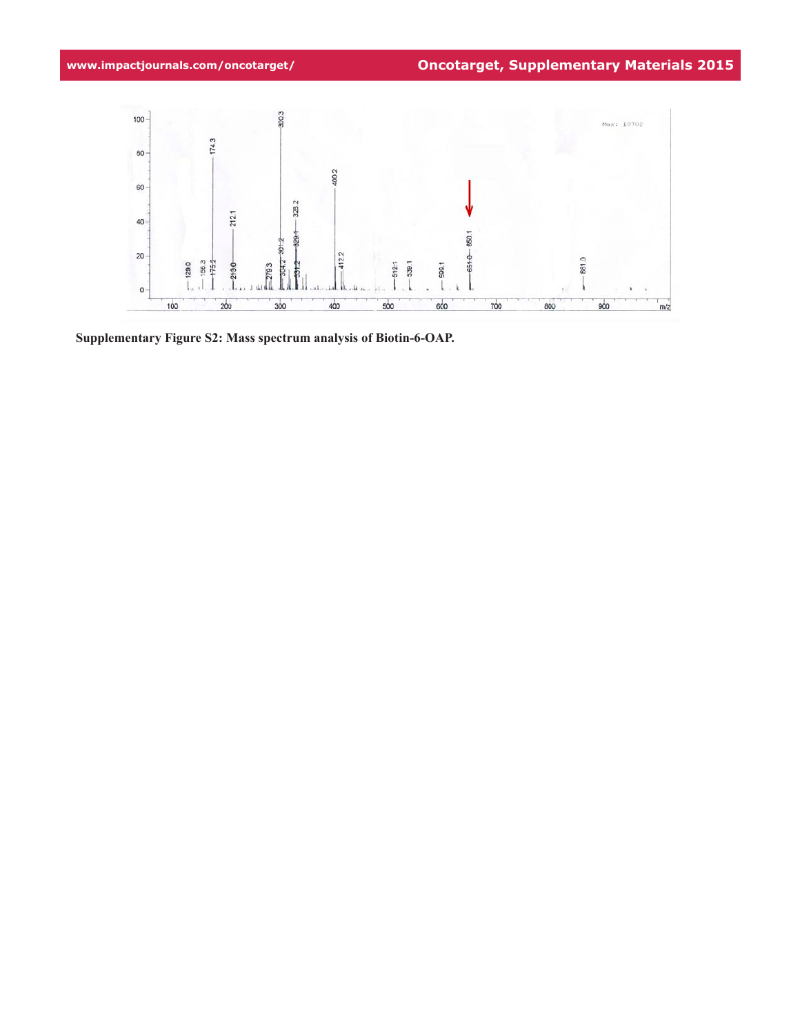**Supplementary Figure S2: Mass spectrum analysis of Biotin-6-OAP.**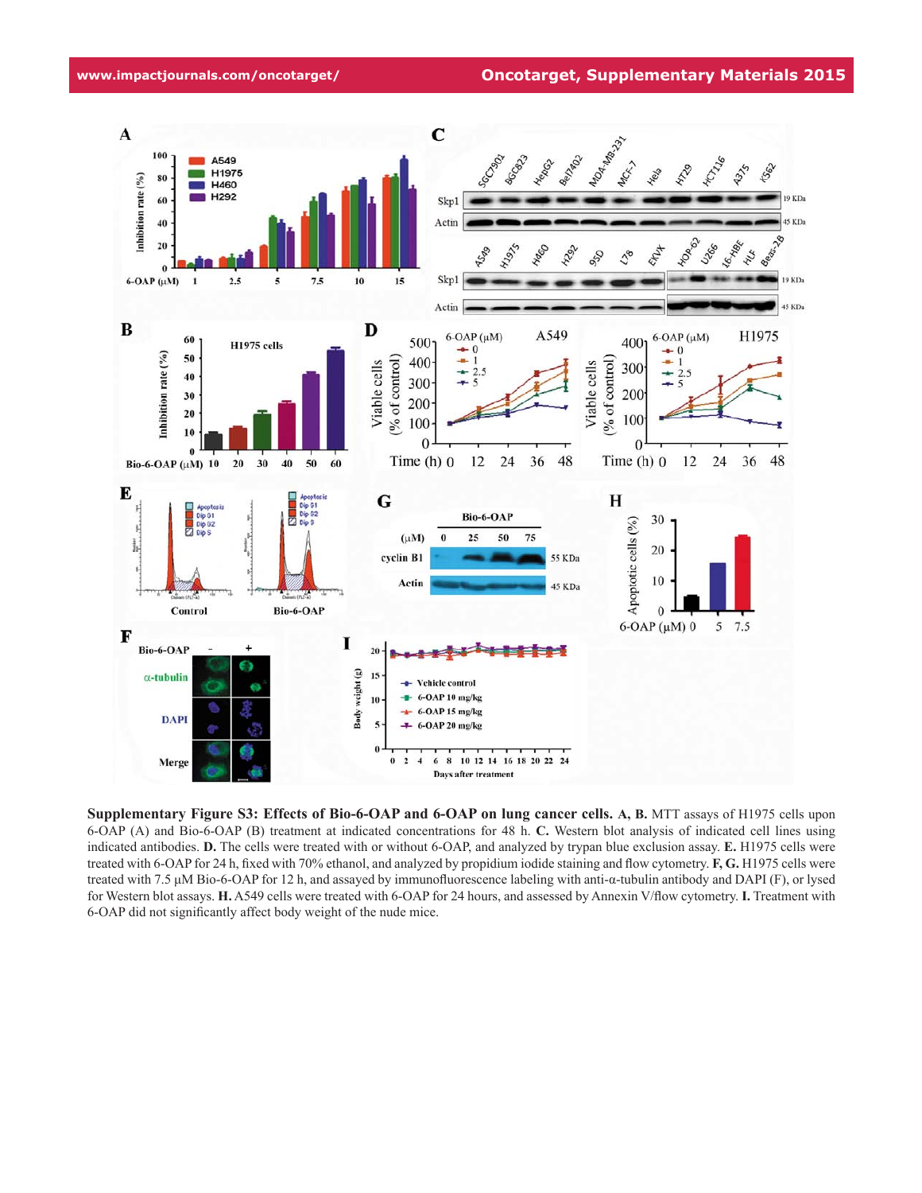**Supplementary Figure S3: Effects of Bio-6-OAP and 6-OAP on lung cancer cells.** **A, B.** MTT assays of H1975 cells upon 6-OAP (A) and Bio-6-OAP (B) treatment at indicated concentrations for 48 h. **C.** Western blot analysis of indicated cell lines using indicated antibodies. **D.** The cells were treated with or without 6-OAP, and analyzed by trypan blue exclusion assay. **E.** H1975 cells were treated with 6-OAP for 24 h, fixed with 70% ethanol, and analyzed by propidium iodide staining and flow cytometry. **F, G.** H1975 cells were treated with 7.5 μM Bio-6-OAP for 12 h, and assayed by immunofluorescence labeling with anti-α-tubulin antibody and DAPI (F), or lysed for Western blot assays. **H.** A549 cells were treated with 6-OAP for 24 hours, and assessed by Annexin V/flow cytometry. **I.** Treatment with 6-OAP did not significantly affect body weight of the nude mice.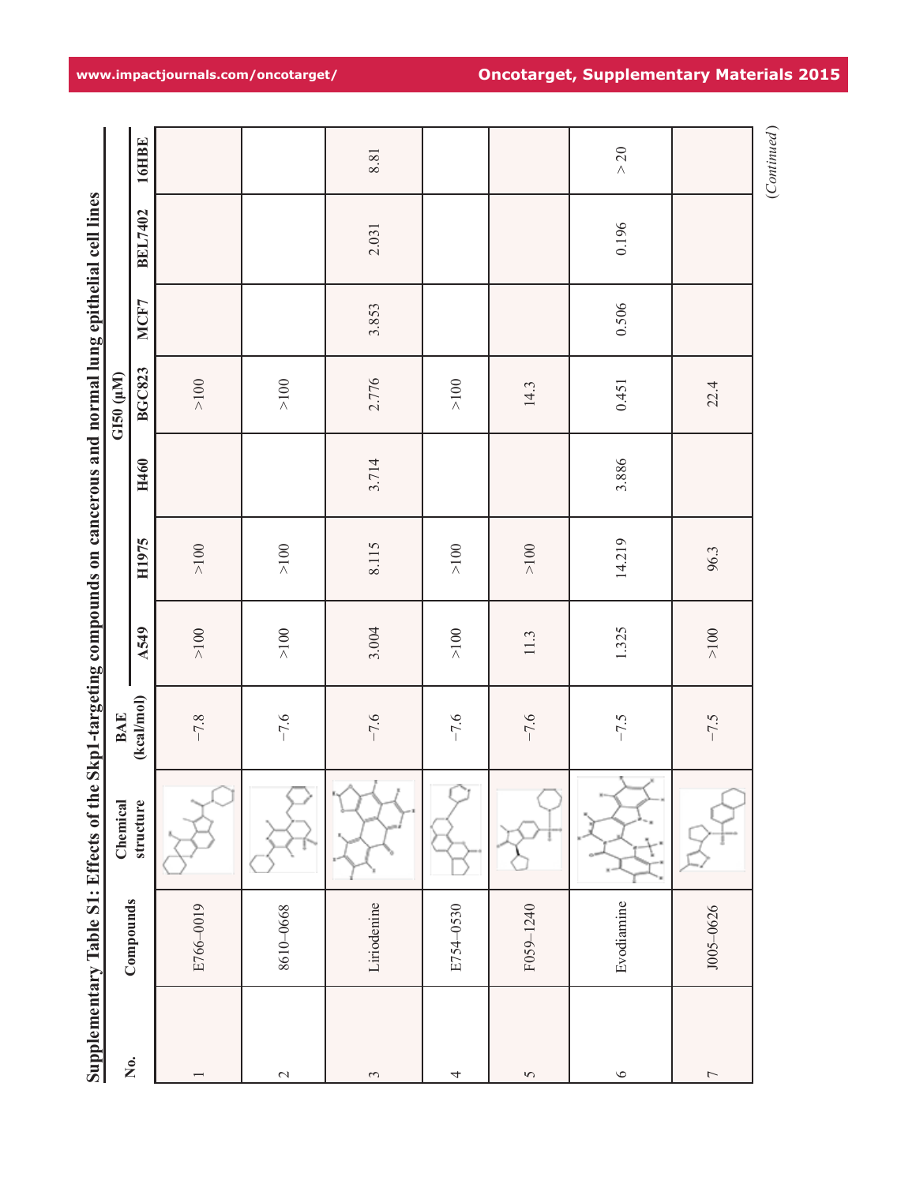## Supplementary Table S1: Effects of the Skp1-targeting compounds on cancerous and normal lung epithelial cell lines

| No. | Compounds | Chemical structure | BAE (kcal/mol) | GI50 (μM) | | | | | | |
|---|---|---|---|---|---|---|---|---|---|---|
| | | | | A549 | H1975 | H460 | BGC823 | MCF7 | BEL7402 | 16HBE |
| 1 | E766–0019 | | −7.8 | >100 | >100 | | >100 | | | |
| 2 | 8610–0668 | | −7.6 | >100 | >100 | | >100 | | | |
| 3 | Liriodenine | | −7.6 | 3.004 | 8.115 | 3.714 | 2.776 | 3.853 | 2.031 | 8.81 |
| 4 | E754–0530 | | −7.6 | >100 | >100 | | >100 | | | |
| 5 | F059–1240 | | −7.6 | 11.3 | >100 | | 14.3 | | | |
| 6 | Evodiamine | | −7.5 | 1.325 | 14.219 | 3.886 | 0.451 | 0.506 | 0.196 | > 20 |
| 7 | J005–0626 | | −7.5 | >100 | 96.3 | | 22.4 | | | |

*(Continued)*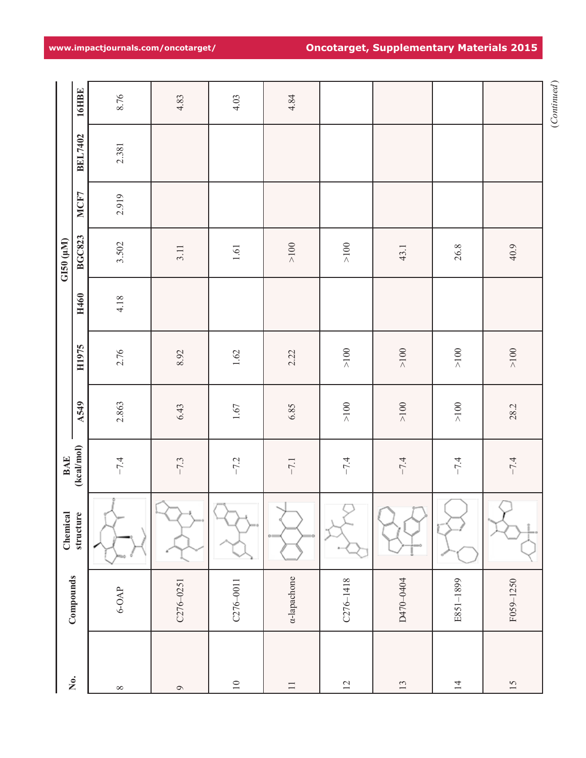| No. | Compounds | Chemical structure | BAE (kcal/mol) | GI50 (μM) | | | | | | |
|---|---|---|---|---|---|---|---|---|---|---|
| | | | | A549 | H1975 | H460 | BGC823 | MCF7 | BEL7402 | 16HBE |
| 8 | 6-OAP | | −7.4 | 2.863 | 2.76 | 4.18 | 3.502 | 2.919 | 2.381 | 8.76 |
| 9 | C276-0251 | | −7.3 | 6.43 | 8.92 | | 3.11 | | | 4.83 |
| 10 | C276-0011 | | −7.2 | 1.67 | 1.62 | | 1.61 | | | 4.03 |
| 11 | α-lapachone | | −7.1 | 6.85 | 2.22 | | >100 | | | 4.84 |
| 12 | C276-1418 | | −7.4 | >100 | >100 | | >100 | | | |
| 13 | D470-0404 | | −7.4 | >100 | >100 | | 43.1 | | | |
| 14 | E851-1899 | | −7.4 | >100 | >100 | | 26.8 | | | |
| 15 | F059-1250 | | −7.4 | 28.2 | >100 | | 40.9 | | | |

*(Continued)*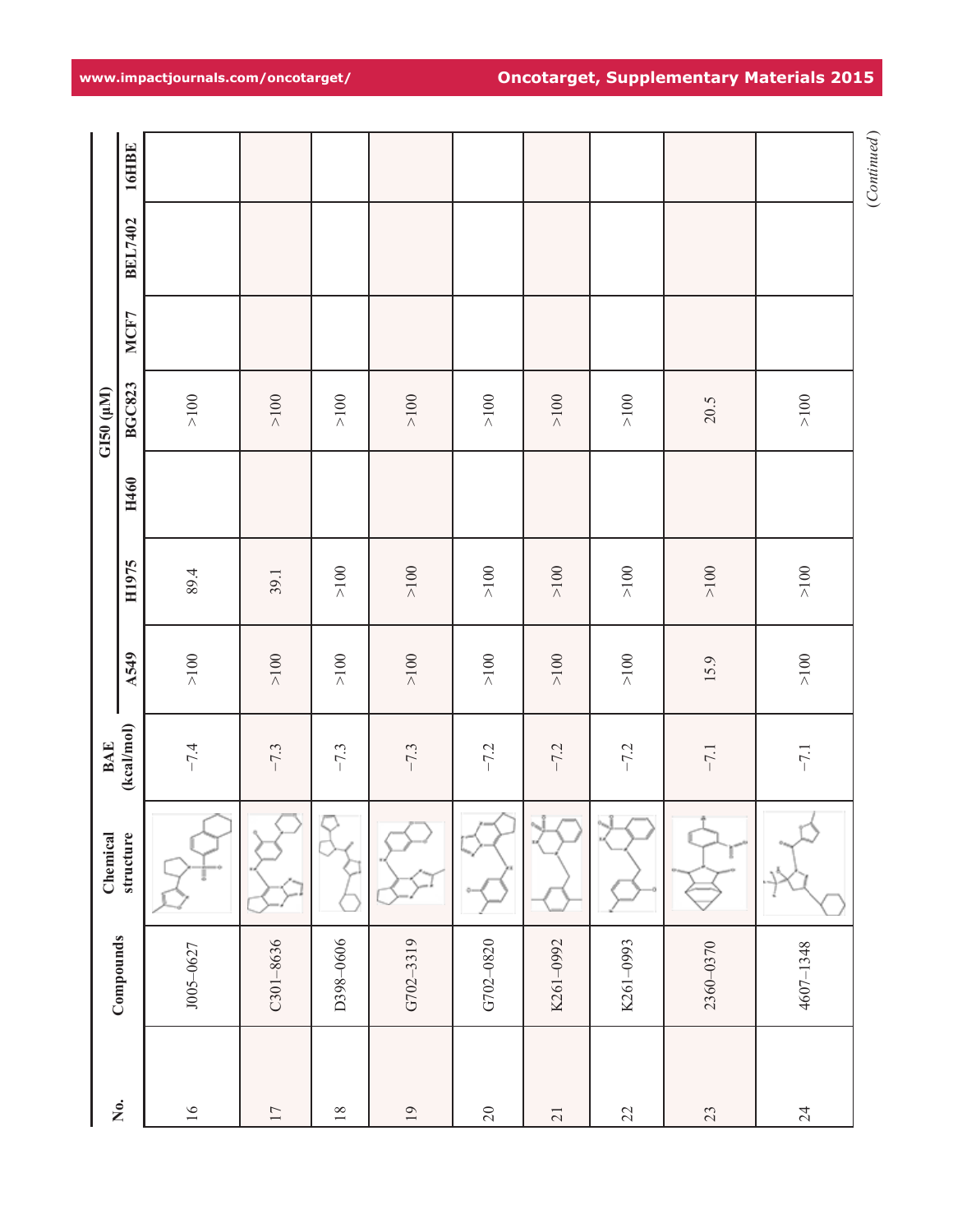| No. | Compounds | Chemical structure | BAE (kcal/mol) | GI50 (μM) | | | | | | |
|---|---|---|---|---|---|---|---|---|---|---|
| | | | | A549 | H1975 | H460 | BGC823 | MCF7 | BEL7402 | 16HBE |
| 16 | J005–0627 | | −7.4 | >100 | 89.4 | | >100 | | | |
| 17 | C301–8636 | | −7.3 | >100 | 39.1 | | >100 | | | |
| 18 | D398–0606 | | −7.3 | >100 | >100 | | >100 | | | |
| 19 | G702–3319 | | −7.3 | >100 | >100 | | >100 | | | |
| 20 | G702–0820 | | −7.2 | >100 | >100 | | >100 | | | |
| 21 | K261–0992 | | −7.2 | >100 | >100 | | >100 | | | |
| 22 | K261–0993 | | −7.2 | >100 | >100 | | >100 | | | |
| 23 | 2360–0370 | | −7.1 | 15.9 | >100 | | 20.5 | | | |
| 24 | 4607–1348 | | −7.1 | >100 | >100 | | >100 | | | |

(*Continued*)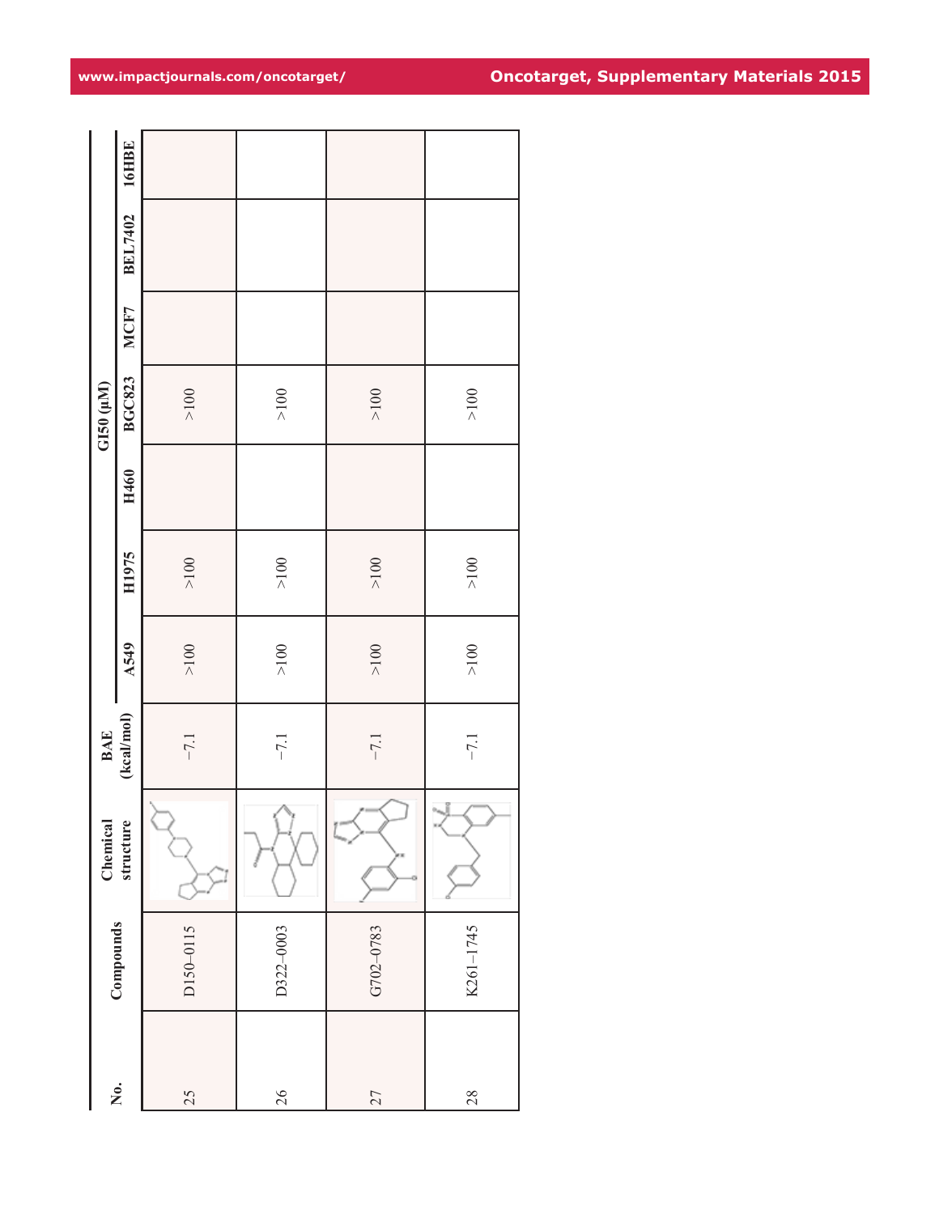| No. | Compounds | Chemical structure | BAE (kcal/mol) | GI50 (μM) | | | | | | |
|---|---|---|---|---|---|---|---|---|---|---|
| | | | | A549 | H1975 | H460 | BGC823 | MCF7 | BEL7402 | 16HBE |
| 25 | D150–0115 | | −7.1 | >100 | >100 | | >100 | | | |
| 26 | D322–0003 | | −7.1 | >100 | >100 | | >100 | | | |
| 27 | G702–0783 | | −7.1 | >100 | >100 | | >100 | | | |
| 28 | K261–1745 | | −7.1 | >100 | >100 | | >100 | | | |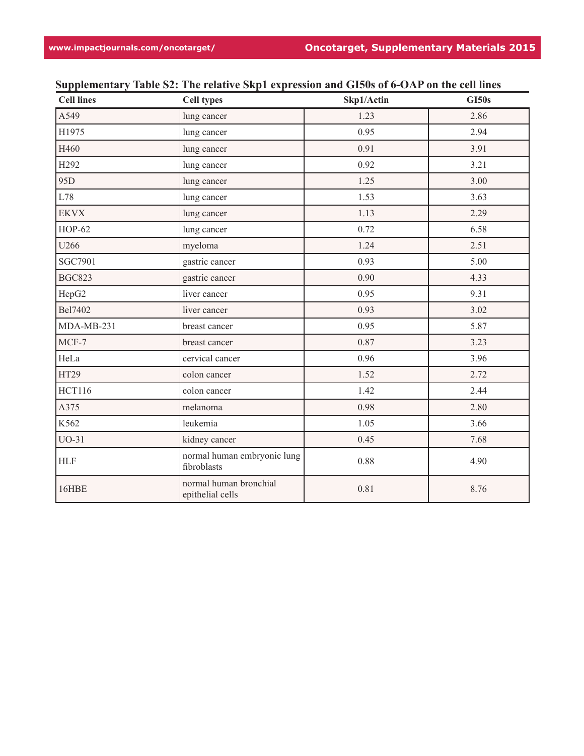**Supplementary Table S2: The relative Skp1 expression and GI50s of 6-OAP on the cell lines**

| Cell lines | Cell types | Skp1/Actin | GI50s |
|---|---|---|---|
| A549 | lung cancer | 1.23 | 2.86 |
| H1975 | lung cancer | 0.95 | 2.94 |
| H460 | lung cancer | 0.91 | 3.91 |
| H292 | lung cancer | 0.92 | 3.21 |
| 95D | lung cancer | 1.25 | 3.00 |
| L78 | lung cancer | 1.53 | 3.63 |
| EKVX | lung cancer | 1.13 | 2.29 |
| HOP-62 | lung cancer | 0.72 | 6.58 |
| U266 | myeloma | 1.24 | 2.51 |
| SGC7901 | gastric cancer | 0.93 | 5.00 |
| BGC823 | gastric cancer | 0.90 | 4.33 |
| HepG2 | liver cancer | 0.95 | 9.31 |
| Bel7402 | liver cancer | 0.93 | 3.02 |
| MDA-MB-231 | breast cancer | 0.95 | 5.87 |
| MCF-7 | breast cancer | 0.87 | 3.23 |
| HeLa | cervical cancer | 0.96 | 3.96 |
| HT29 | colon cancer | 1.52 | 2.72 |
| HCT116 | colon cancer | 1.42 | 2.44 |
| A375 | melanoma | 0.98 | 2.80 |
| K562 | leukemia | 1.05 | 3.66 |
| UO-31 | kidney cancer | 0.45 | 7.68 |
| HLF | normal human embryonic lung fibroblasts | 0.88 | 4.90 |
| 16HBE | normal human bronchial epithelial cells | 0.81 | 8.76 |